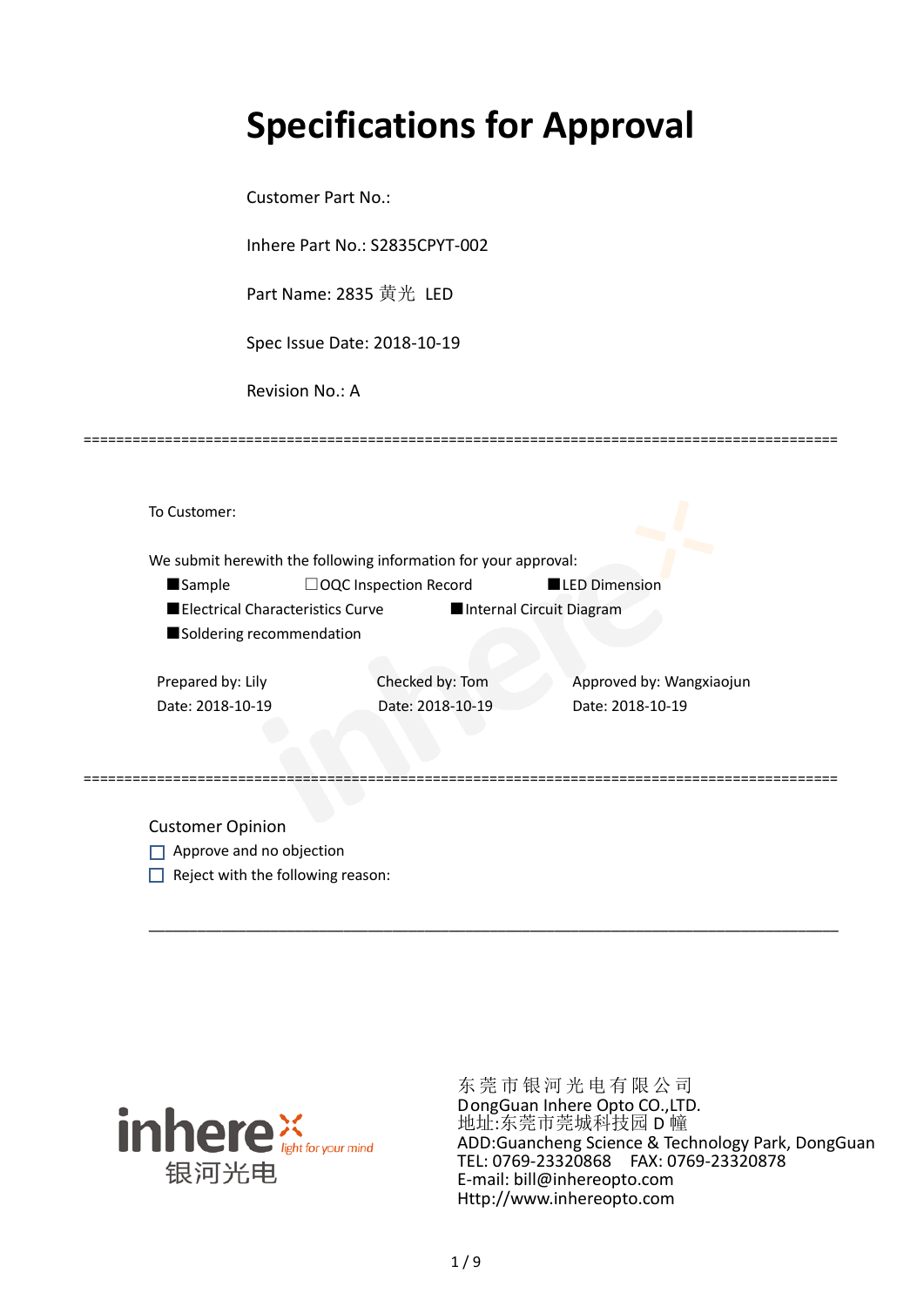# Specifications for Approval

Customer Part No.:

Inhere Part No.: S2835CPYT-002

Part Name: 2835 黄光 LED

Spec Issue Date: 2018-10-19

Revision No.: A

==========================================================================================

To Customer:

We submit herewith the following information for your approval:

■Sample　　　　☐OQC Inspection Record　　　　■LED Dimension

■Electrical Characteristics Curve　　　　■Internal Circuit Diagram

■Soldering recommendation

| Prepared by: Lily | Checked by: Tom | Approved by: Wangxiaojun |
|---|---|---|
| Date: 2018-10-19 | Date: 2018-10-19 | Date: 2018-10-19 |

==========================================================================================

Customer Opinion

☐ Approve and no objection

☐ Reject with the following reason:

______________________________________________________________________________

inhere light for your mind
银河光电

东 莞 市 银 河 光 电 有 限 公 司
DongGuan Inhere Opto CO.,LTD.
地址:东莞市莞城科技园 D 幢
ADD:Guancheng Science & Technology Park, DongGuan
TEL: 0769-23320868　FAX: 0769-23320878
E-mail: bill@inhereopto.com
Http://www.inhereopto.com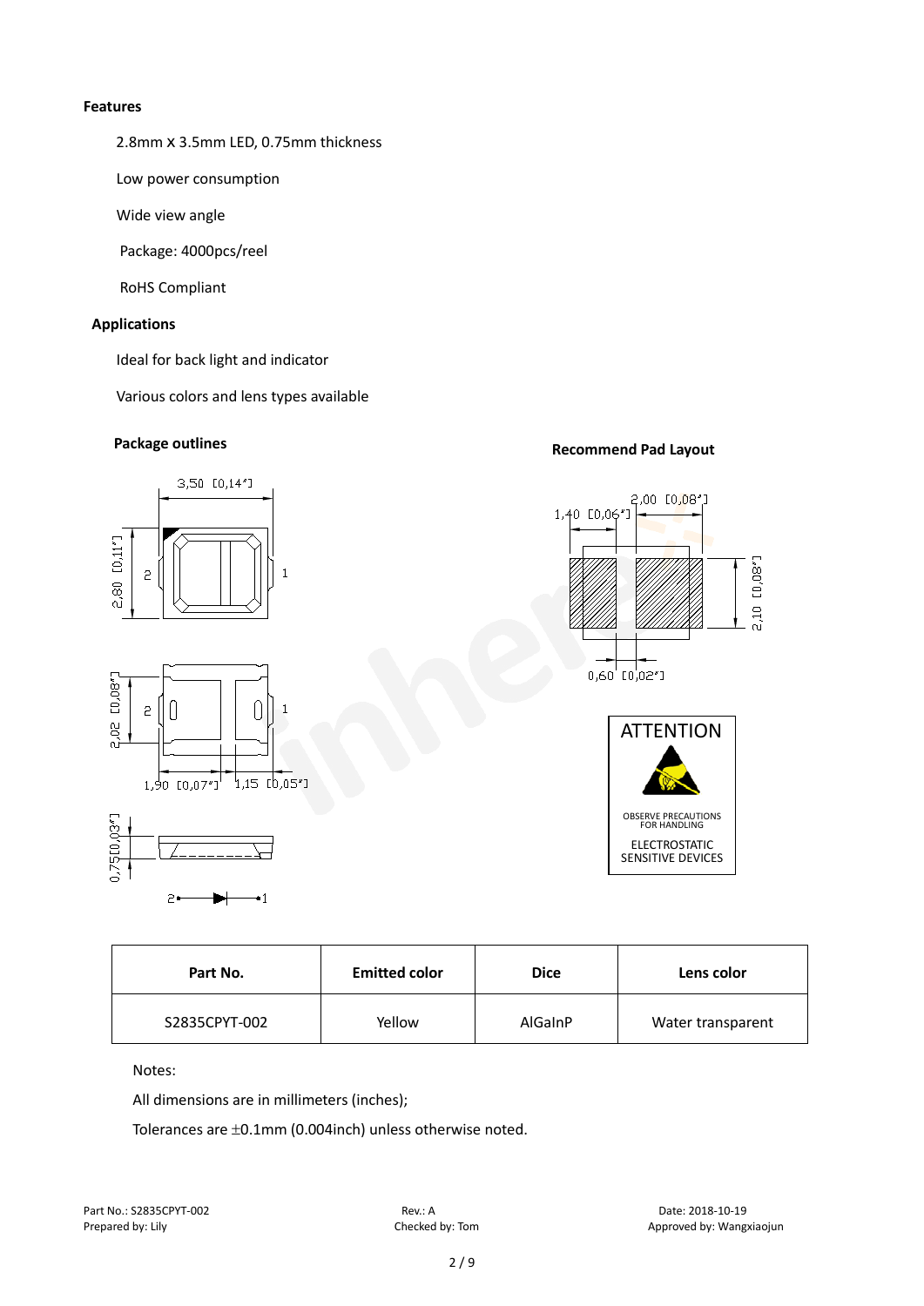**Features**

2.8mm X 3.5mm LED, 0.75mm thickness

Low power consumption

Wide view angle

Package: 4000pcs/reel

RoHS Compliant

**Applications**

Ideal for back light and indicator

Various colors and lens types available

**Package outlines**

**Recommend Pad Layout**

ATTENTION

OBSERVE PRECAUTIONS FOR HANDLING

ELECTROSTATIC SENSITIVE DEVICES

| Part No. | Emitted color | Dice | Lens color |
|---|---|---|---|
| S2835CPYT-002 | Yellow | AlGaInP | Water transparent |

Notes:

All dimensions are in millimeters (inches);

Tolerances are ±0.1mm (0.004inch) unless otherwise noted.

Part No.: S2835CPYT-002
Prepared by: Lily

Rev.: A
Checked by: Tom

Date: 2018-10-19
Approved by: Wangxiaojun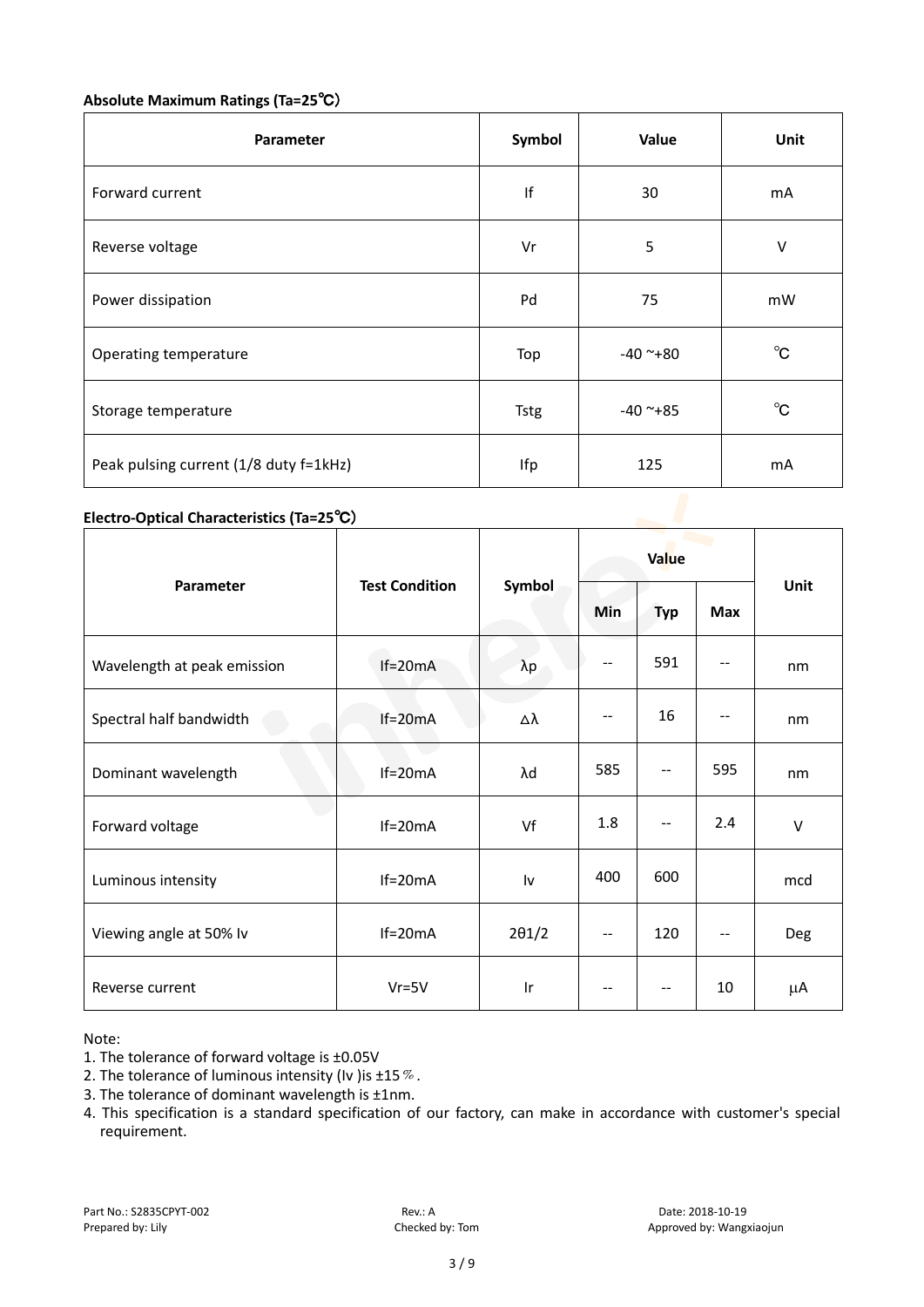**Absolute Maximum Ratings (Ta=25℃)**

| Parameter | Symbol | Value | Unit |
|---|---|---|---|
| Forward current | If | 30 | mA |
| Reverse voltage | Vr | 5 | V |
| Power dissipation | Pd | 75 | mW |
| Operating temperature | Top | -40 ~+80 | ℃ |
| Storage temperature | Tstg | -40 ~+85 | ℃ |
| Peak pulsing current (1/8 duty f=1kHz) | Ifp | 125 | mA |

**Electro-Optical Characteristics (Ta=25℃)**

| Parameter | Test Condition | Symbol | Value | | | Unit |
|---|---|---|---|---|---|---|
| | | | Min | Typ | Max | |
| Wavelength at peak emission | If=20mA | λp | -- | 591 | -- | nm |
| Spectral half bandwidth | If=20mA | △λ | -- | 16 | -- | nm |
| Dominant wavelength | If=20mA | λd | 585 | -- | 595 | nm |
| Forward voltage | If=20mA | Vf | 1.8 | -- | 2.4 | V |
| Luminous intensity | If=20mA | Iv | 400 | 600 | | mcd |
| Viewing angle at 50% Iv | If=20mA | 2θ1/2 | -- | 120 | -- | Deg |
| Reverse current | Vr=5V | Ir | -- | -- | 10 | μA |

Note:

1. The tolerance of forward voltage is ±0.05V
2. The tolerance of luminous intensity (Iv )is ±15％.
3. The tolerance of dominant wavelength is ±1nm.
4. This specification is a standard specification of our factory, can make in accordance with customer's special requirement.

Part No.: S2835CPYT-002 Rev.: A Date: 2018-10-19
Prepared by: Lily Checked by: Tom Approved by: Wangxiaojun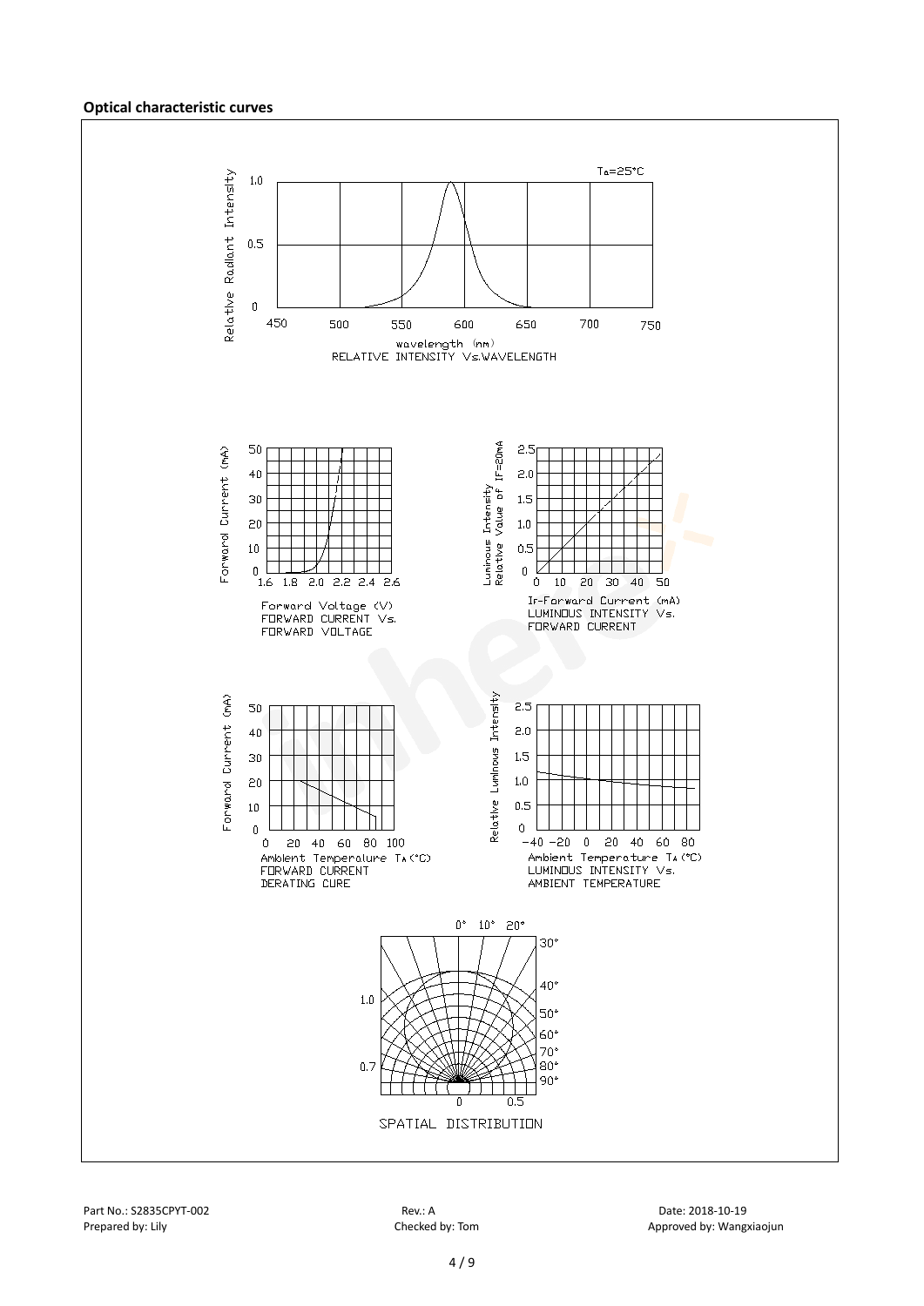**Optical characteristic curves**

$T_a$=25°C

Relative Radiant Intensity

wavelength (nm)
RELATIVE INTENSITY Vs.WAVELENGTH

Forward Current (mA)

Forward Voltage (V)
FORWARD CURRENT Vs.
FORWARD VOLTAGE

Luminous Intensity
Relative Value of IF=20mA

If-Forward Current (mA)
LUMINOUS INTENSITY Vs.
FORWARD CURRENT

Forward Current (mA)

Ambient Temperature $T_A$(°C)
FORWARD CURRENT
DERATING CURE

Relative Luminous Intensity

Ambient Temperature $T_A$(°C)
LUMINOUS INTENSITY Vs.
AMBIENT TEMPERATURE

SPATIAL DISTRIBUTION

Part No.: S2835CPYT-002 | Rev.: A | Date: 2018-10-19
Prepared by: Lily | Checked by: Tom | Approved by: Wangxiaojun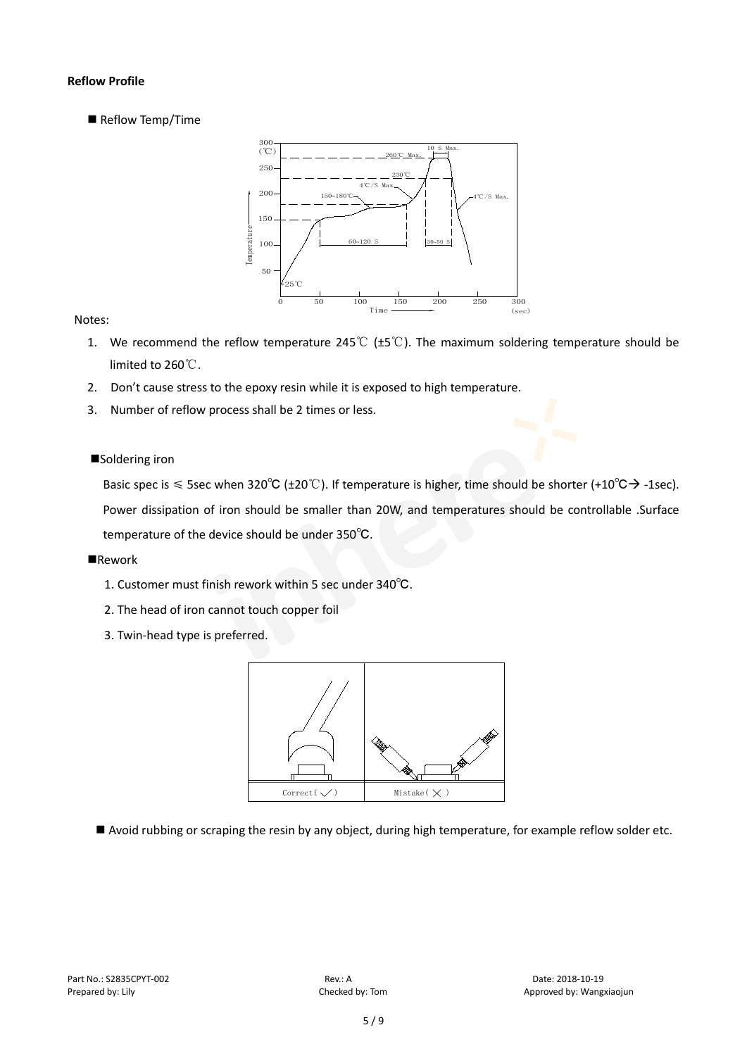**Reflow Profile**

■ Reflow Temp/Time

Notes:

1. We recommend the reflow temperature 245℃ (±5℃). The maximum soldering temperature should be limited to 260℃.
2. Don't cause stress to the epoxy resin while it is exposed to high temperature.
3. Number of reflow process shall be 2 times or less.

■Soldering iron

Basic spec is ≤ 5sec when 320℃ (±20℃). If temperature is higher, time should be shorter (+10℃→ -1sec). Power dissipation of iron should be smaller than 20W, and temperatures should be controllable .Surface temperature of the device should be under 350℃.

■Rework

1. Customer must finish rework within 5 sec under 340℃.
2. The head of iron cannot touch copper foil
3. Twin-head type is preferred.

■ Avoid rubbing or scraping the resin by any object, during high temperature, for example reflow solder etc.

Part No.: S2835CPYT-002　　Rev.: A　　Date: 2018-10-19

Prepared by: Lily　　Checked by: Tom　　Approved by: Wangxiaojun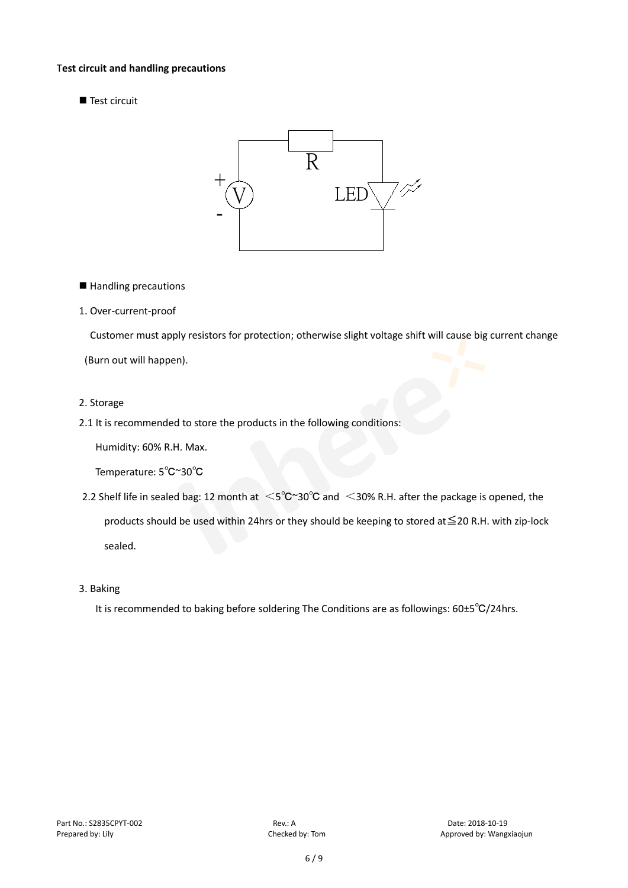**Test circuit and handling precautions**

■ Test circuit

■ Handling precautions

1. Over-current-proof

Customer must apply resistors for protection; otherwise slight voltage shift will cause big current change (Burn out will happen).

2. Storage

2.1 It is recommended to store the products in the following conditions:

Humidity: 60% R.H. Max.

Temperature: 5℃~30℃

2.2 Shelf life in sealed bag: 12 month at ＜5℃~30℃ and ＜30% R.H. after the package is opened, the products should be used within 24hrs or they should be keeping to stored at≦20 R.H. with zip-lock sealed.

3. Baking

It is recommended to baking before soldering The Conditions are as followings: 60±5℃/24hrs.

Part No.: S2835CPYT-002 Rev.: A Date: 2018-10-19
Prepared by: Lily Checked by: Tom Approved by: Wangxiaojun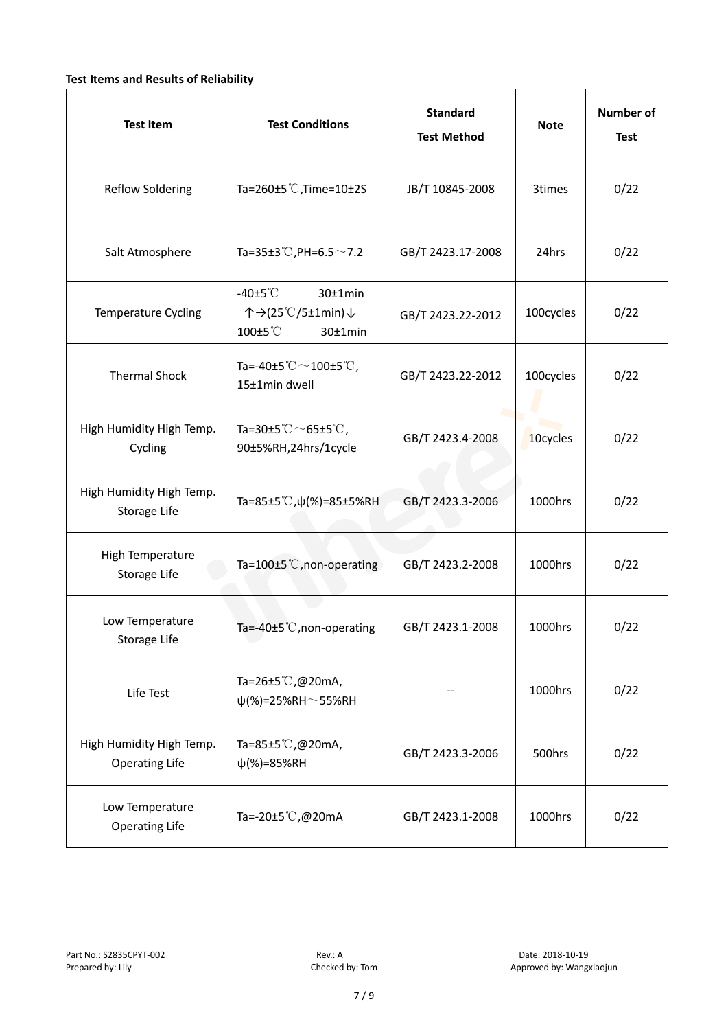**Test Items and Results of Reliability**

| Test Item | Test Conditions | Standard Test Method | Note | Number of Test |
|---|---|---|---|---|
| Reflow Soldering | Ta=260±5℃,Time=10±2S | JB/T 10845-2008 | 3times | 0/22 |
| Salt Atmosphere | Ta=35±3℃,PH=6.5～7.2 | GB/T 2423.17-2008 | 24hrs | 0/22 |
| Temperature Cycling | -40±5℃ 30±1min ↑→(25℃/5±1min)↓ 100±5℃ 30±1min | GB/T 2423.22-2012 | 100cycles | 0/22 |
| Thermal Shock | Ta=-40±5℃～100±5℃, 15±1min dwell | GB/T 2423.22-2012 | 100cycles | 0/22 |
| High Humidity High Temp. Cycling | Ta=30±5℃～65±5℃, 90±5%RH,24hrs/1cycle | GB/T 2423.4-2008 | 10cycles | 0/22 |
| High Humidity High Temp. Storage Life | Ta=85±5℃,ψ(%)=85±5%RH | GB/T 2423.3-2006 | 1000hrs | 0/22 |
| High Temperature Storage Life | Ta=100±5℃,non-operating | GB/T 2423.2-2008 | 1000hrs | 0/22 |
| Low Temperature Storage Life | Ta=-40±5℃,non-operating | GB/T 2423.1-2008 | 1000hrs | 0/22 |
| Life Test | Ta=26±5℃,@20mA, ψ(%)=25%RH～55%RH | -- | 1000hrs | 0/22 |
| High Humidity High Temp. Operating Life | Ta=85±5℃,@20mA, ψ(%)=85%RH | GB/T 2423.3-2006 | 500hrs | 0/22 |
| Low Temperature Operating Life | Ta=-20±5℃,@20mA | GB/T 2423.1-2008 | 1000hrs | 0/22 |

Part No.: S2835CPYT-002 Rev.: A Date: 2018-10-19
Prepared by: Lily Checked by: Tom Approved by: Wangxiaojun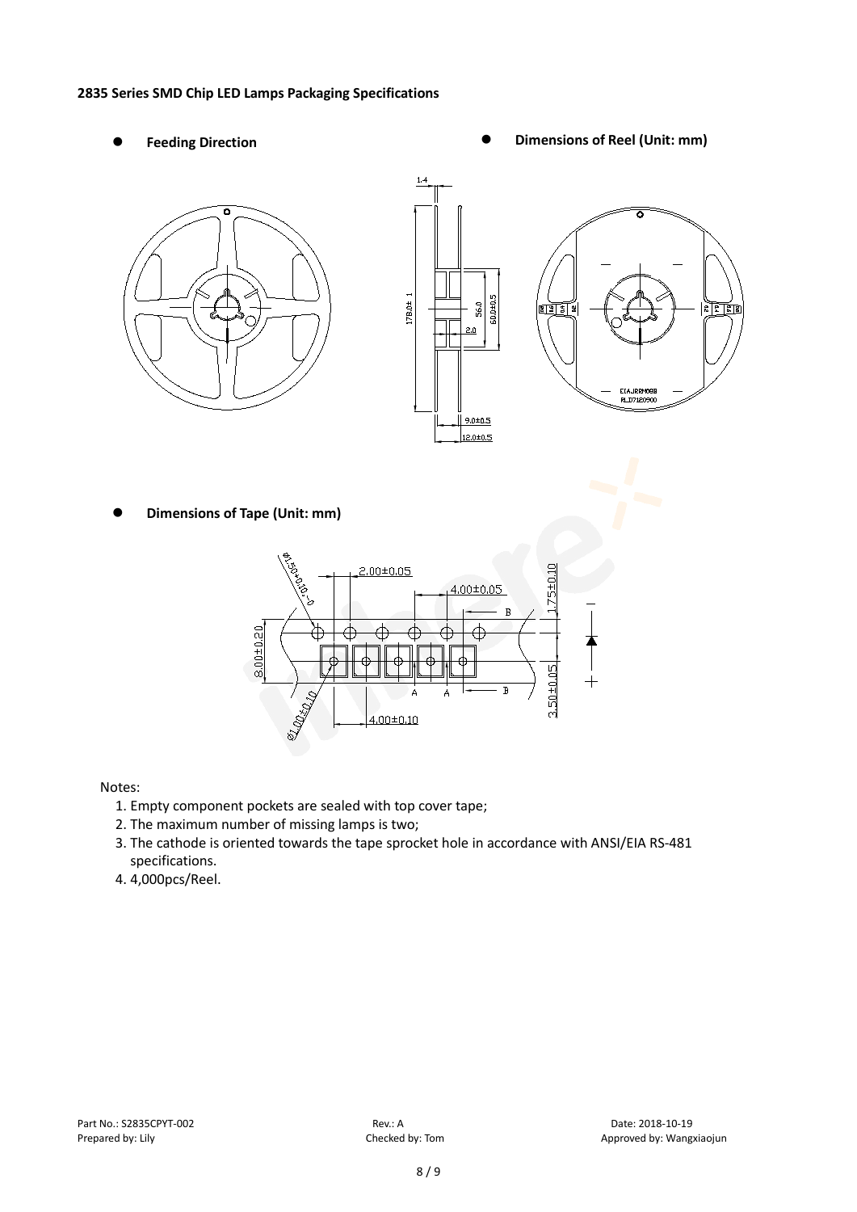**2835 Series SMD Chip LED Lamps Packaging Specifications**

- **Feeding Direction**
- **Dimensions of Reel (Unit: mm)**
- **Dimensions of Tape (Unit: mm)**

Notes:

1. Empty component pockets are sealed with top cover tape;
2. The maximum number of missing lamps is two;
3. The cathode is oriented towards the tape sprocket hole in accordance with ANSI/EIA RS-481 specifications.
4. 4,000pcs/Reel.

Part No.: S2835CPYT-002 Rev.: A Date: 2018-10-19
Prepared by: Lily Checked by: Tom Approved by: Wangxiaojun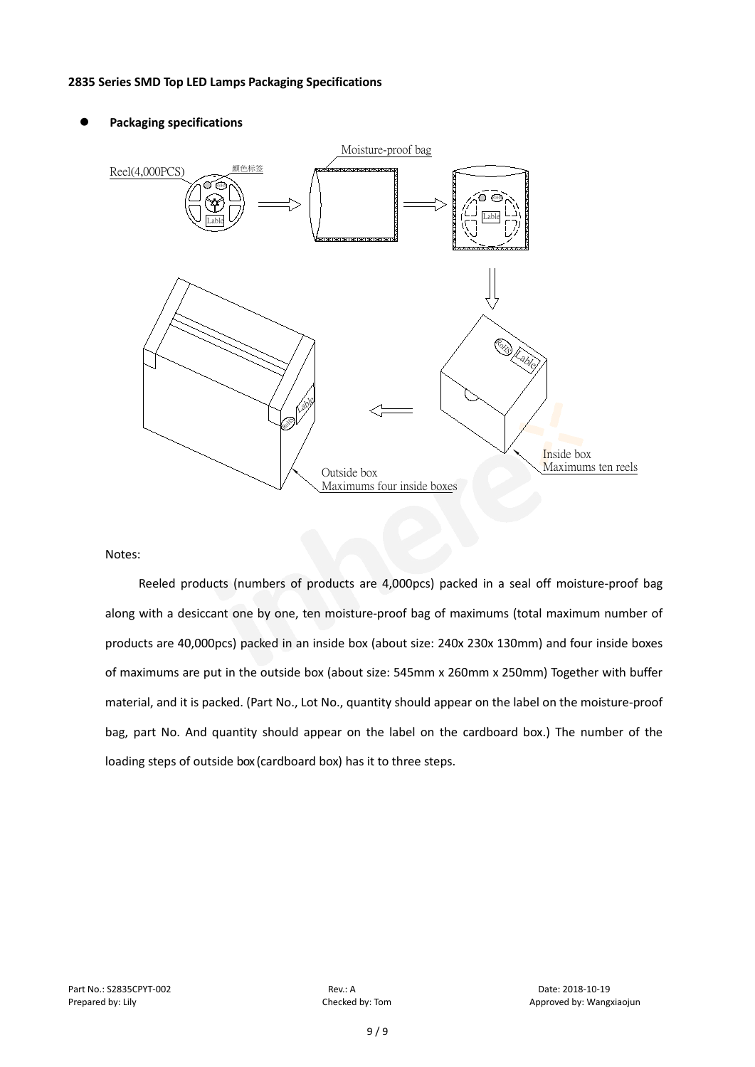**2835 Series SMD Top LED Lamps Packaging Specifications**

- **Packaging specifications**

Reel(4,000PCS)

顏色标签

Lable

Moisture-proof bag

Lable

RoHS

Lable

Inside box

Maximums ten reels

Outside box

Maximums four inside boxes

Notes:

Reeled products (numbers of products are 4,000pcs) packed in a seal off moisture-proof bag along with a desiccant one by one, ten moisture-proof bag of maximums (total maximum number of products are 40,000pcs) packed in an inside box (about size: 240x 230x 130mm) and four inside boxes of maximums are put in the outside box (about size: 545mm x 260mm x 250mm) Together with buffer material, and it is packed. (Part No., Lot No., quantity should appear on the label on the moisture-proof bag, part No. And quantity should appear on the label on the cardboard box.) The number of the loading steps of outside box (cardboard box) has it to three steps.